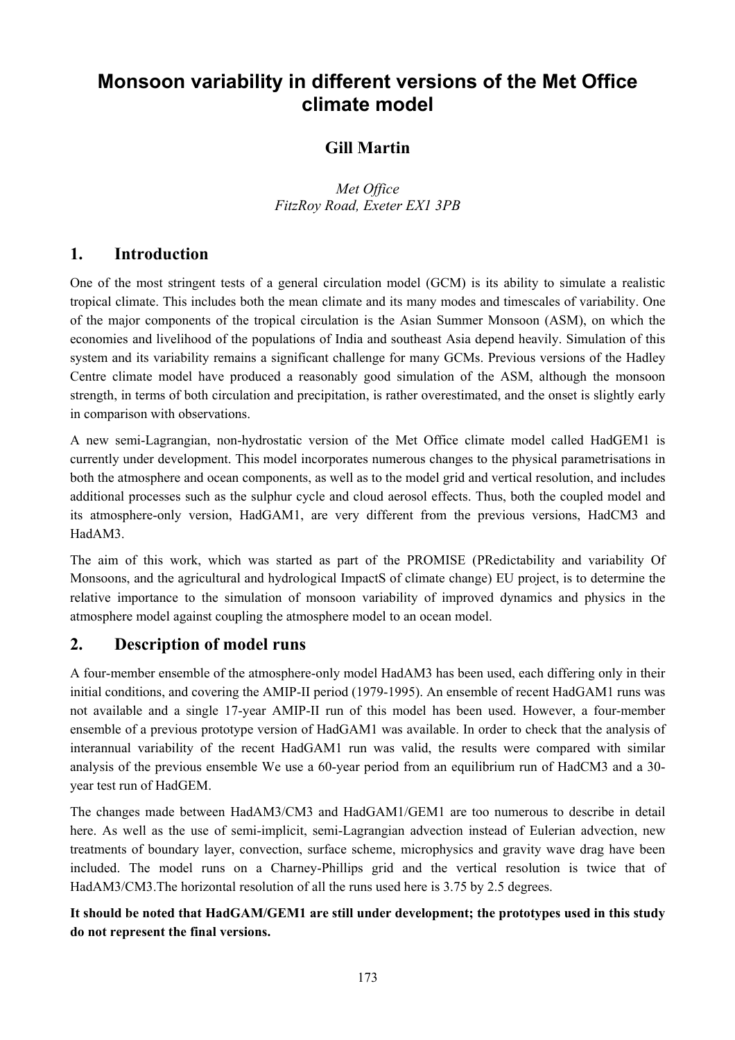# Monsoon variability in different versions of the Met Office climate model

## Gill Martin

*Met Office*
*FitzRoy Road, Exeter EX1 3PB*

## 1. Introduction

One of the most stringent tests of a general circulation model (GCM) is its ability to simulate a realistic tropical climate. This includes both the mean climate and its many modes and timescales of variability. One of the major components of the tropical circulation is the Asian Summer Monsoon (ASM), on which the economies and livelihood of the populations of India and southeast Asia depend heavily. Simulation of this system and its variability remains a significant challenge for many GCMs. Previous versions of the Hadley Centre climate model have produced a reasonably good simulation of the ASM, although the monsoon strength, in terms of both circulation and precipitation, is rather overestimated, and the onset is slightly early in comparison with observations.

A new semi-Lagrangian, non-hydrostatic version of the Met Office climate model called HadGEM1 is currently under development. This model incorporates numerous changes to the physical parametrisations in both the atmosphere and ocean components, as well as to the model grid and vertical resolution, and includes additional processes such as the sulphur cycle and cloud aerosol effects. Thus, both the coupled model and its atmosphere-only version, HadGAM1, are very different from the previous versions, HadCM3 and HadAM3.

The aim of this work, which was started as part of the PROMISE (PRedictability and variability Of Monsoons, and the agricultural and hydrological ImpactS of climate change) EU project, is to determine the relative importance to the simulation of monsoon variability of improved dynamics and physics in the atmosphere model against coupling the atmosphere model to an ocean model.

## 2. Description of model runs

A four-member ensemble of the atmosphere-only model HadAM3 has been used, each differing only in their initial conditions, and covering the AMIP-II period (1979-1995). An ensemble of recent HadGAM1 runs was not available and a single 17-year AMIP-II run of this model has been used. However, a four-member ensemble of a previous prototype version of HadGAM1 was available. In order to check that the analysis of interannual variability of the recent HadGAM1 run was valid, the results were compared with similar analysis of the previous ensemble We use a 60-year period from an equilibrium run of HadCM3 and a 30-year test run of HadGEM.

The changes made between HadAM3/CM3 and HadGAM1/GEM1 are too numerous to describe in detail here. As well as the use of semi-implicit, semi-Lagrangian advection instead of Eulerian advection, new treatments of boundary layer, convection, surface scheme, microphysics and gravity wave drag have been included. The model runs on a Charney-Phillips grid and the vertical resolution is twice that of HadAM3/CM3.The horizontal resolution of all the runs used here is 3.75 by 2.5 degrees.

**It should be noted that HadGAM/GEM1 are still under development; the prototypes used in this study do not represent the final versions.**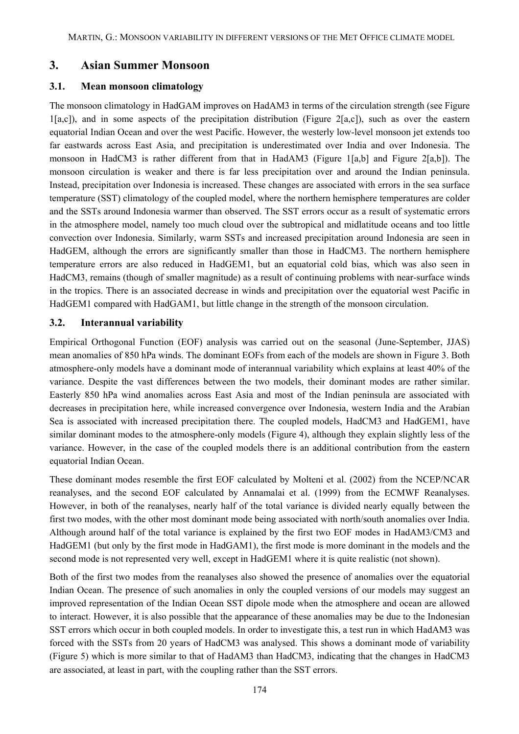## 3. Asian Summer Monsoon

### 3.1. Mean monsoon climatology

The monsoon climatology in HadGAM improves on HadAM3 in terms of the circulation strength (see Figure 1[a,c]), and in some aspects of the precipitation distribution (Figure 2[a,c]), such as over the eastern equatorial Indian Ocean and over the west Pacific. However, the westerly low-level monsoon jet extends too far eastwards across East Asia, and precipitation is underestimated over India and over Indonesia. The monsoon in HadCM3 is rather different from that in HadAM3 (Figure 1[a,b] and Figure 2[a,b]). The monsoon circulation is weaker and there is far less precipitation over and around the Indian peninsula. Instead, precipitation over Indonesia is increased. These changes are associated with errors in the sea surface temperature (SST) climatology of the coupled model, where the northern hemisphere temperatures are colder and the SSTs around Indonesia warmer than observed. The SST errors occur as a result of systematic errors in the atmosphere model, namely too much cloud over the subtropical and midlatitude oceans and too little convection over Indonesia. Similarly, warm SSTs and increased precipitation around Indonesia are seen in HadGEM, although the errors are significantly smaller than those in HadCM3. The northern hemisphere temperature errors are also reduced in HadGEM1, but an equatorial cold bias, which was also seen in HadCM3, remains (though of smaller magnitude) as a result of continuing problems with near-surface winds in the tropics. There is an associated decrease in winds and precipitation over the equatorial west Pacific in HadGEM1 compared with HadGAM1, but little change in the strength of the monsoon circulation.

### 3.2. Interannual variability

Empirical Orthogonal Function (EOF) analysis was carried out on the seasonal (June-September, JJAS) mean anomalies of 850 hPa winds. The dominant EOFs from each of the models are shown in Figure 3. Both atmosphere-only models have a dominant mode of interannual variability which explains at least 40% of the variance. Despite the vast differences between the two models, their dominant modes are rather similar. Easterly 850 hPa wind anomalies across East Asia and most of the Indian peninsula are associated with decreases in precipitation here, while increased convergence over Indonesia, western India and the Arabian Sea is associated with increased precipitation there. The coupled models, HadCM3 and HadGEM1, have similar dominant modes to the atmosphere-only models (Figure 4), although they explain slightly less of the variance. However, in the case of the coupled models there is an additional contribution from the eastern equatorial Indian Ocean.

These dominant modes resemble the first EOF calculated by Molteni et al. (2002) from the NCEP/NCAR reanalyses, and the second EOF calculated by Annamalai et al. (1999) from the ECMWF Reanalyses. However, in both of the reanalyses, nearly half of the total variance is divided nearly equally between the first two modes, with the other most dominant mode being associated with north/south anomalies over India. Although around half of the total variance is explained by the first two EOF modes in HadAM3/CM3 and HadGEM1 (but only by the first mode in HadGAM1), the first mode is more dominant in the models and the second mode is not represented very well, except in HadGEM1 where it is quite realistic (not shown).

Both of the first two modes from the reanalyses also showed the presence of anomalies over the equatorial Indian Ocean. The presence of such anomalies in only the coupled versions of our models may suggest an improved representation of the Indian Ocean SST dipole mode when the atmosphere and ocean are allowed to interact. However, it is also possible that the appearance of these anomalies may be due to the Indonesian SST errors which occur in both coupled models. In order to investigate this, a test run in which HadAM3 was forced with the SSTs from 20 years of HadCM3 was analysed. This shows a dominant mode of variability (Figure 5) which is more similar to that of HadAM3 than HadCM3, indicating that the changes in HadCM3 are associated, at least in part, with the coupling rather than the SST errors.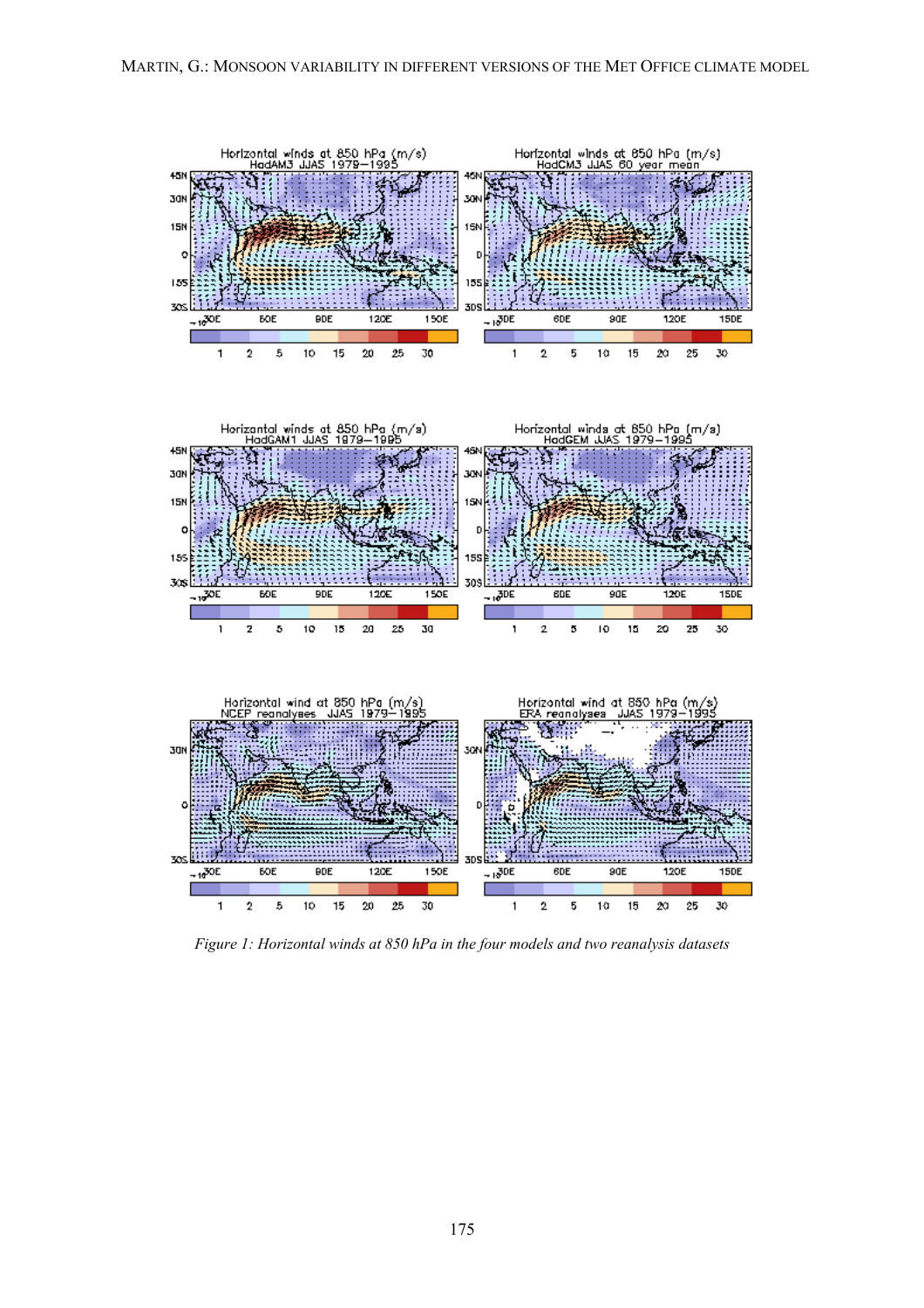*Figure 1: Horizontal winds at 850 hPa in the four models and two reanalysis datasets*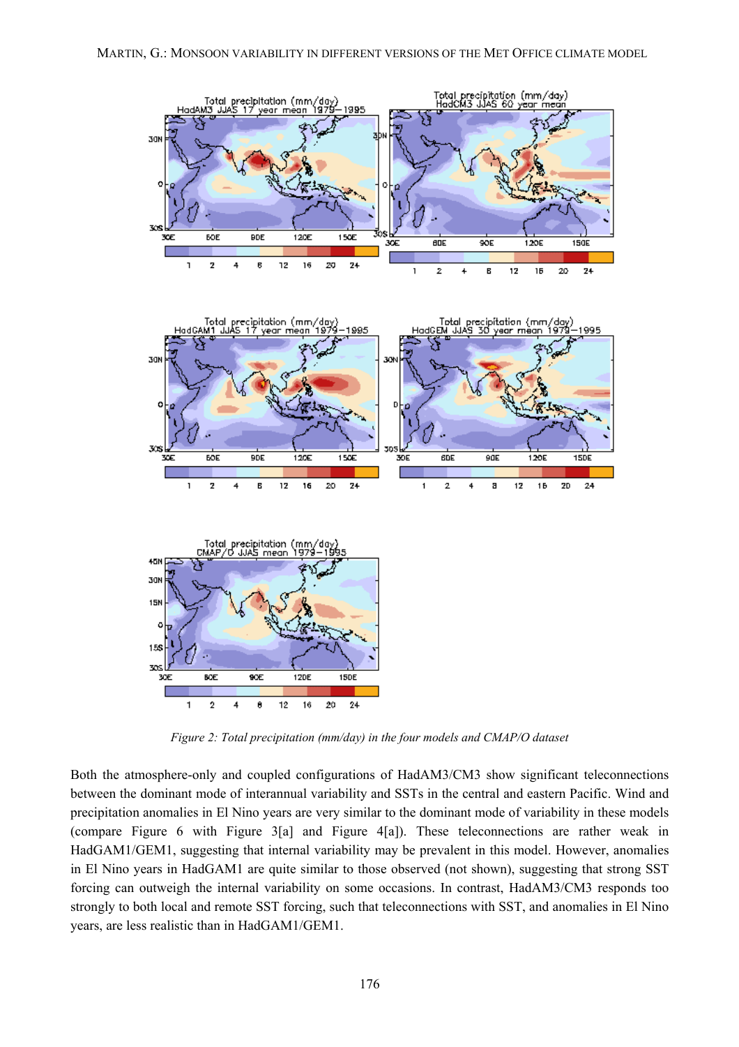*Figure 2: Total precipitation (mm/day) in the four models and CMAP/O dataset*

Both the atmosphere-only and coupled configurations of HadAM3/CM3 show significant teleconnections between the dominant mode of interannual variability and SSTs in the central and eastern Pacific. Wind and precipitation anomalies in El Nino years are very similar to the dominant mode of variability in these models (compare Figure 6 with Figure 3[a] and Figure 4[a]). These teleconnections are rather weak in HadGAM1/GEM1, suggesting that internal variability may be prevalent in this model. However, anomalies in El Nino years in HadGAM1 are quite similar to those observed (not shown), suggesting that strong SST forcing can outweigh the internal variability on some occasions. In contrast, HadAM3/CM3 responds too strongly to both local and remote SST forcing, such that teleconnections with SST, and anomalies in El Nino years, are less realistic than in HadGAM1/GEM1.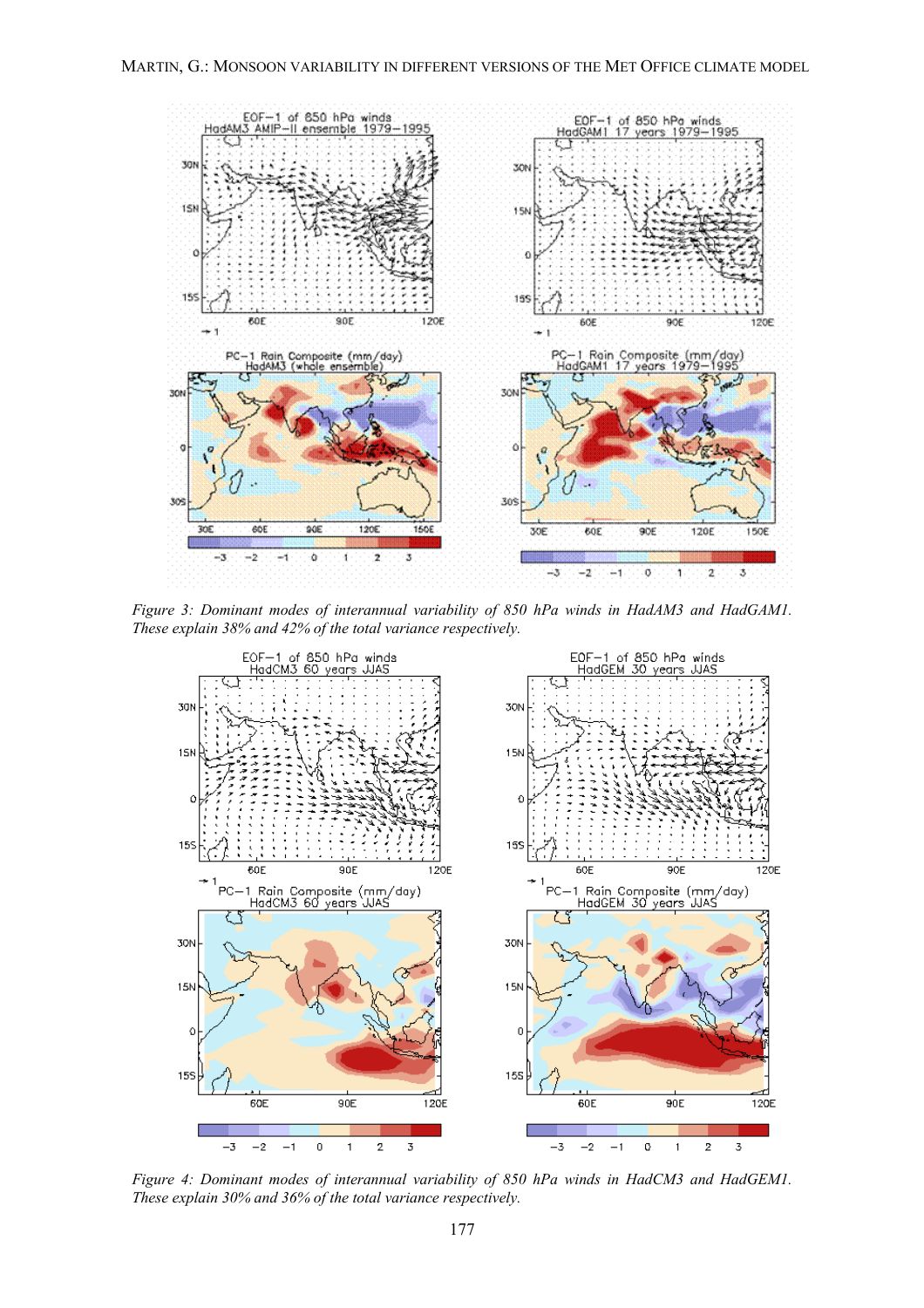*Figure 3: Dominant modes of interannual variability of 850 hPa winds in HadAM3 and HadGAM1. These explain 38% and 42% of the total variance respectively.*

*Figure 4: Dominant modes of interannual variability of 850 hPa winds in HadCM3 and HadGEM1. These explain 30% and 36% of the total variance respectively.*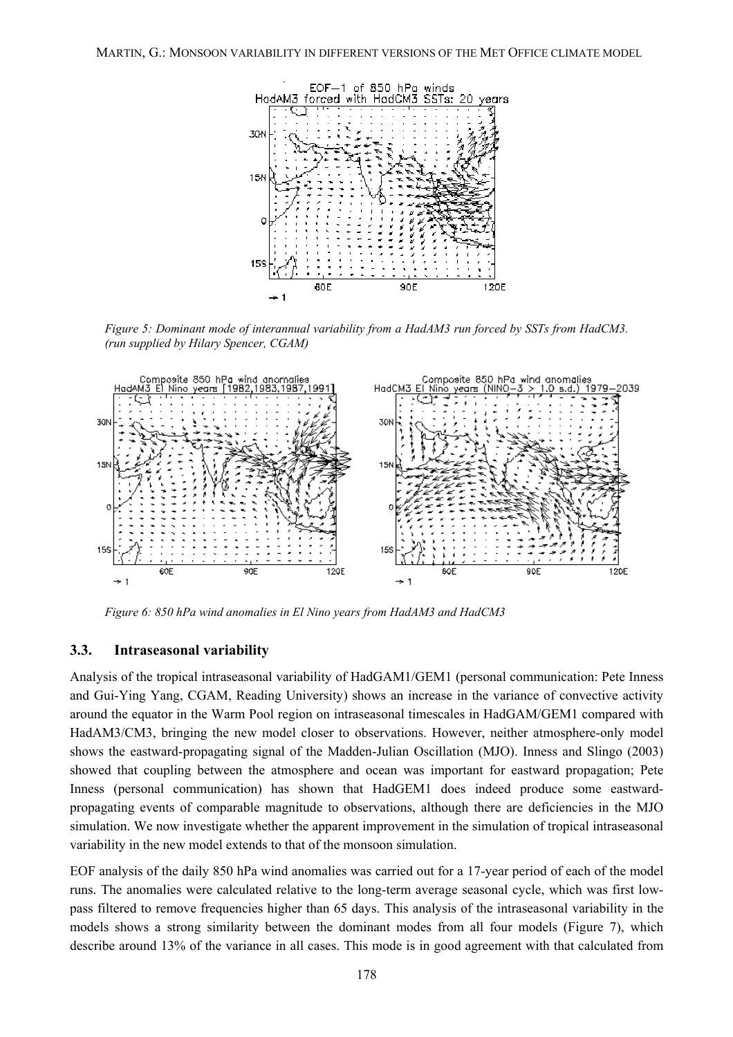*Figure 5: Dominant mode of interannual variability from a HadAM3 run forced by SSTs from HadCM3. (run supplied by Hilary Spencer, CGAM)*

*Figure 6: 850 hPa wind anomalies in El Nino years from HadAM3 and HadCM3*

### 3.3. Intraseasonal variability

Analysis of the tropical intraseasonal variability of HadGAM1/GEM1 (personal communication: Pete Inness and Gui-Ying Yang, CGAM, Reading University) shows an increase in the variance of convective activity around the equator in the Warm Pool region on intraseasonal timescales in HadGAM/GEM1 compared with HadAM3/CM3, bringing the new model closer to observations. However, neither atmosphere-only model shows the eastward-propagating signal of the Madden-Julian Oscillation (MJO). Inness and Slingo (2003) showed that coupling between the atmosphere and ocean was important for eastward propagation; Pete Inness (personal communication) has shown that HadGEM1 does indeed produce some eastward-propagating events of comparable magnitude to observations, although there are deficiencies in the MJO simulation. We now investigate whether the apparent improvement in the simulation of tropical intraseasonal variability in the new model extends to that of the monsoon simulation.

EOF analysis of the daily 850 hPa wind anomalies was carried out for a 17-year period of each of the model runs. The anomalies were calculated relative to the long-term average seasonal cycle, which was first low-pass filtered to remove frequencies higher than 65 days. This analysis of the intraseasonal variability in the models shows a strong similarity between the dominant modes from all four models (Figure 7), which describe around 13% of the variance in all cases. This mode is in good agreement with that calculated from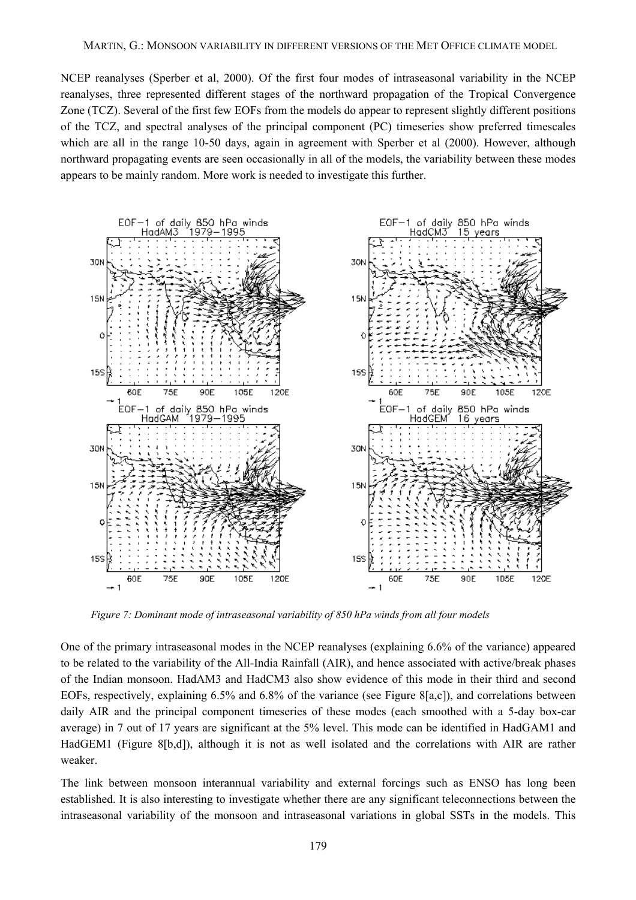NCEP reanalyses (Sperber et al, 2000). Of the first four modes of intraseasonal variability in the NCEP reanalyses, three represented different stages of the northward propagation of the Tropical Convergence Zone (TCZ). Several of the first few EOFs from the models do appear to represent slightly different positions of the TCZ, and spectral analyses of the principal component (PC) timeseries show preferred timescales which are all in the range 10-50 days, again in agreement with Sperber et al (2000). However, although northward propagating events are seen occasionally in all of the models, the variability between these modes appears to be mainly random. More work is needed to investigate this further.

*Figure 7: Dominant mode of intraseasonal variability of 850 hPa winds from all four models*

One of the primary intraseasonal modes in the NCEP reanalyses (explaining 6.6% of the variance) appeared to be related to the variability of the All-India Rainfall (AIR), and hence associated with active/break phases of the Indian monsoon. HadAM3 and HadCM3 also show evidence of this mode in their third and second EOFs, respectively, explaining 6.5% and 6.8% of the variance (see Figure 8[a,c]), and correlations between daily AIR and the principal component timeseries of these modes (each smoothed with a 5-day box-car average) in 7 out of 17 years are significant at the 5% level. This mode can be identified in HadGAM1 and HadGEM1 (Figure 8[b,d]), although it is not as well isolated and the correlations with AIR are rather weaker.

The link between monsoon interannual variability and external forcings such as ENSO has long been established. It is also interesting to investigate whether there are any significant teleconnections between the intraseasonal variability of the monsoon and intraseasonal variations in global SSTs in the models. This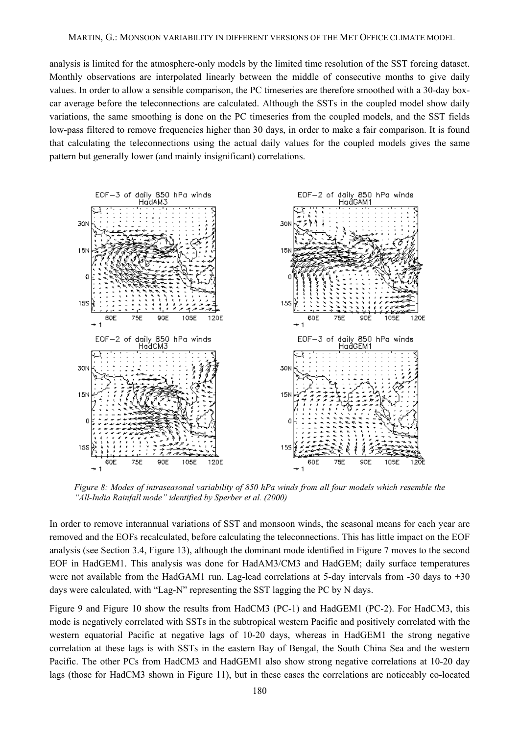analysis is limited for the atmosphere-only models by the limited time resolution of the SST forcing dataset. Monthly observations are interpolated linearly between the middle of consecutive months to give daily values. In order to allow a sensible comparison, the PC timeseries are therefore smoothed with a 30-day box-car average before the teleconnections are calculated. Although the SSTs in the coupled model show daily variations, the same smoothing is done on the PC timeseries from the coupled models, and the SST fields low-pass filtered to remove frequencies higher than 30 days, in order to make a fair comparison. It is found that calculating the teleconnections using the actual daily values for the coupled models gives the same pattern but generally lower (and mainly insignificant) correlations.

*Figure 8: Modes of intraseasonal variability of 850 hPa winds from all four models which resemble the "All-India Rainfall mode" identified by Sperber et al. (2000)*

In order to remove interannual variations of SST and monsoon winds, the seasonal means for each year are removed and the EOFs recalculated, before calculating the teleconnections. This has little impact on the EOF analysis (see Section 3.4, Figure 13), although the dominant mode identified in Figure 7 moves to the second EOF in HadGEM1. This analysis was done for HadAM3/CM3 and HadGEM; daily surface temperatures were not available from the HadGAM1 run. Lag-lead correlations at 5-day intervals from -30 days to +30 days were calculated, with "Lag-N" representing the SST lagging the PC by N days.

Figure 9 and Figure 10 show the results from HadCM3 (PC-1) and HadGEM1 (PC-2). For HadCM3, this mode is negatively correlated with SSTs in the subtropical western Pacific and positively correlated with the western equatorial Pacific at negative lags of 10-20 days, whereas in HadGEM1 the strong negative correlation at these lags is with SSTs in the eastern Bay of Bengal, the South China Sea and the western Pacific. The other PCs from HadCM3 and HadGEM1 also show strong negative correlations at 10-20 day lags (those for HadCM3 shown in Figure 11), but in these cases the correlations are noticeably co-located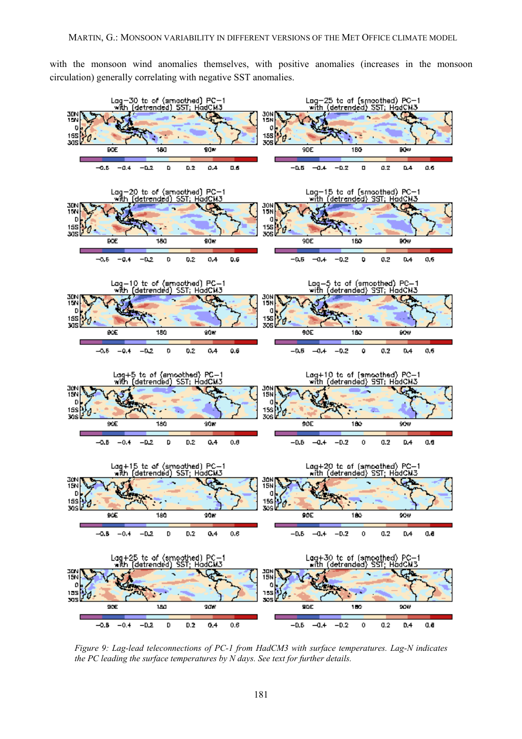with the monsoon wind anomalies themselves, with positive anomalies (increases in the monsoon circulation) generally correlating with negative SST anomalies.

*Figure 9: Lag-lead teleconnections of PC-1 from HadCM3 with surface temperatures. Lag-N indicates the PC leading the surface temperatures by N days. See text for further details.*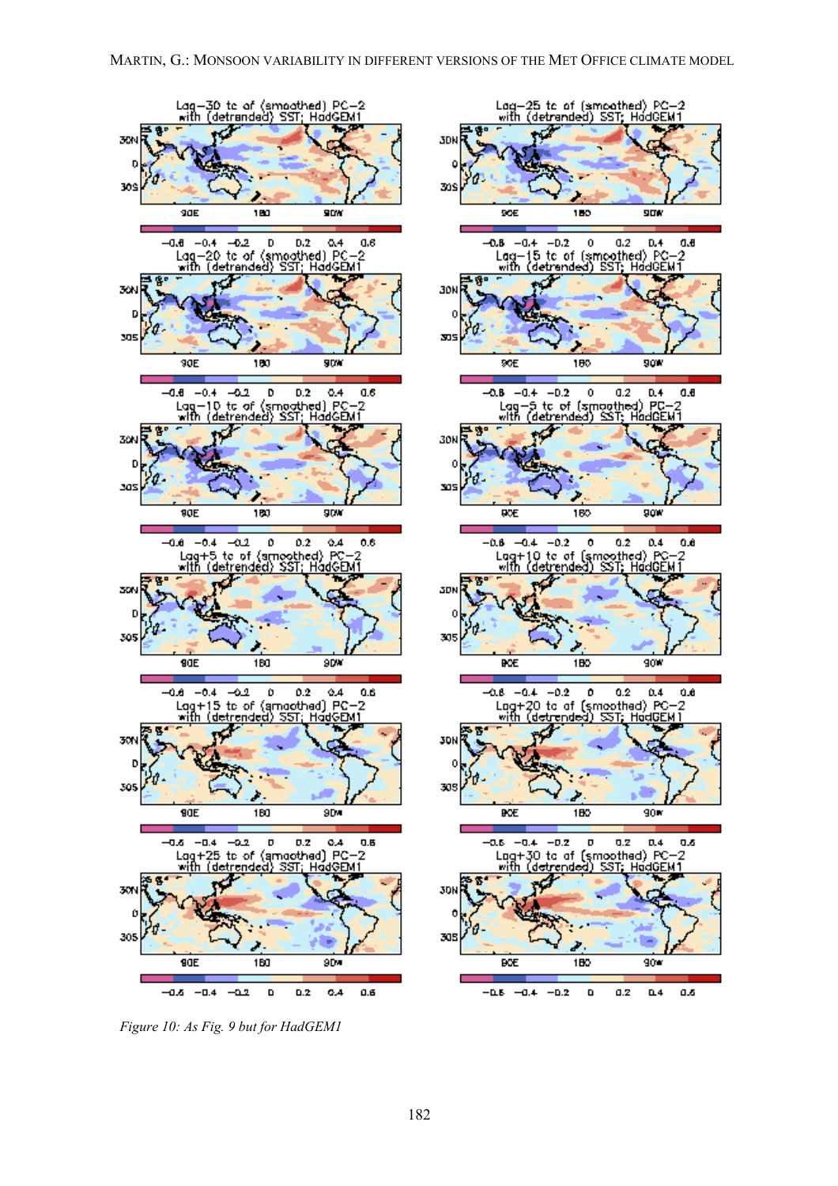Lag−30 tc of (smoothed) PC−2 with (detrended) SST; HadGEM1

Lag−25 tc of (smoothed) PC−2 with (detrended) SST; HadGEM1

Lag−20 tc of (smoothed) PC−2 with (detrended) SST; HadGEM1

Lag−15 tc of (smoothed) PC−2 with (detrended) SST; HadGEM1

Lag−10 tc of (smoothed) PC−2 with (detrended) SST; HadGEM1

Lag−5 tc of (smoothed) PC−2 with (detrended) SST; HadGEM1

Lag+5 tc of (smoothed) PC−2 with (detrended) SST; HadGEM1

Lag+10 tc of (smoothed) PC−2 with (detrended) SST; HadGEM1

Lag+15 tc of (smoothed) PC−2 with (detrended) SST; HadGEM1

Lag+20 tc of (smoothed) PC−2 with (detrended) SST; HadGEM1

Lag+25 tc of (smoothed) PC−2 with (detrended) SST; HadGEM1

Lag+30 tc of (smoothed) PC−2 with (detrended) SST; HadGEM1

*Figure 10: As Fig. 9 but for HadGEM1*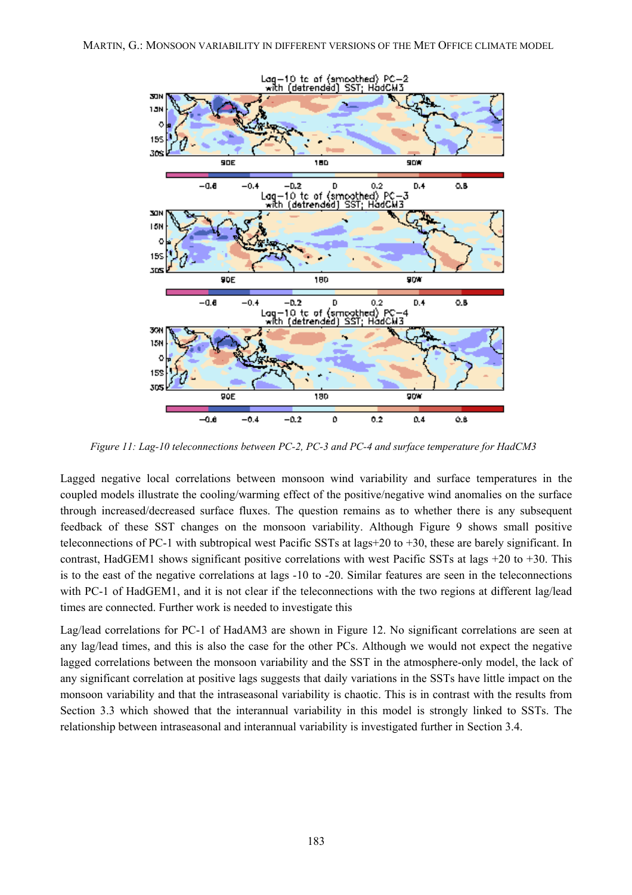*Figure 11: Lag-10 teleconnections between PC-2, PC-3 and PC-4 and surface temperature for HadCM3*

Lagged negative local correlations between monsoon wind variability and surface temperatures in the coupled models illustrate the cooling/warming effect of the positive/negative wind anomalies on the surface through increased/decreased surface fluxes. The question remains as to whether there is any subsequent feedback of these SST changes on the monsoon variability. Although Figure 9 shows small positive teleconnections of PC-1 with subtropical west Pacific SSTs at lags+20 to +30, these are barely significant. In contrast, HadGEM1 shows significant positive correlations with west Pacific SSTs at lags +20 to +30. This is to the east of the negative correlations at lags -10 to -20. Similar features are seen in the teleconnections with PC-1 of HadGEM1, and it is not clear if the teleconnections with the two regions at different lag/lead times are connected. Further work is needed to investigate this

Lag/lead correlations for PC-1 of HadAM3 are shown in Figure 12. No significant correlations are seen at any lag/lead times, and this is also the case for the other PCs. Although we would not expect the negative lagged correlations between the monsoon variability and the SST in the atmosphere-only model, the lack of any significant correlation at positive lags suggests that daily variations in the SSTs have little impact on the monsoon variability and that the intraseasonal variability is chaotic. This is in contrast with the results from Section 3.3 which showed that the interannual variability in this model is strongly linked to SSTs. The relationship between intraseasonal and interannual variability is investigated further in Section 3.4.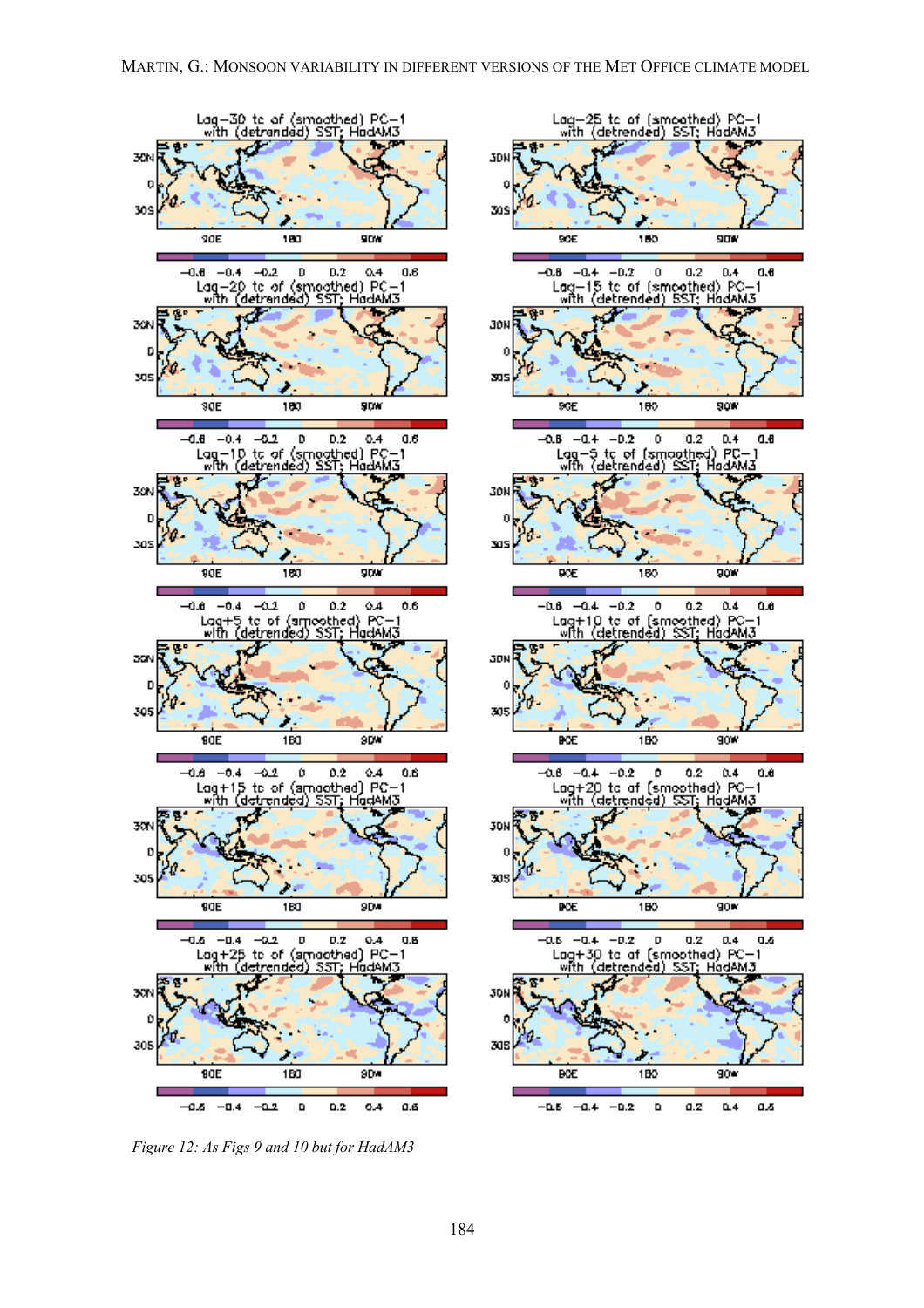*Figure 12: As Figs 9 and 10 but for HadAM3*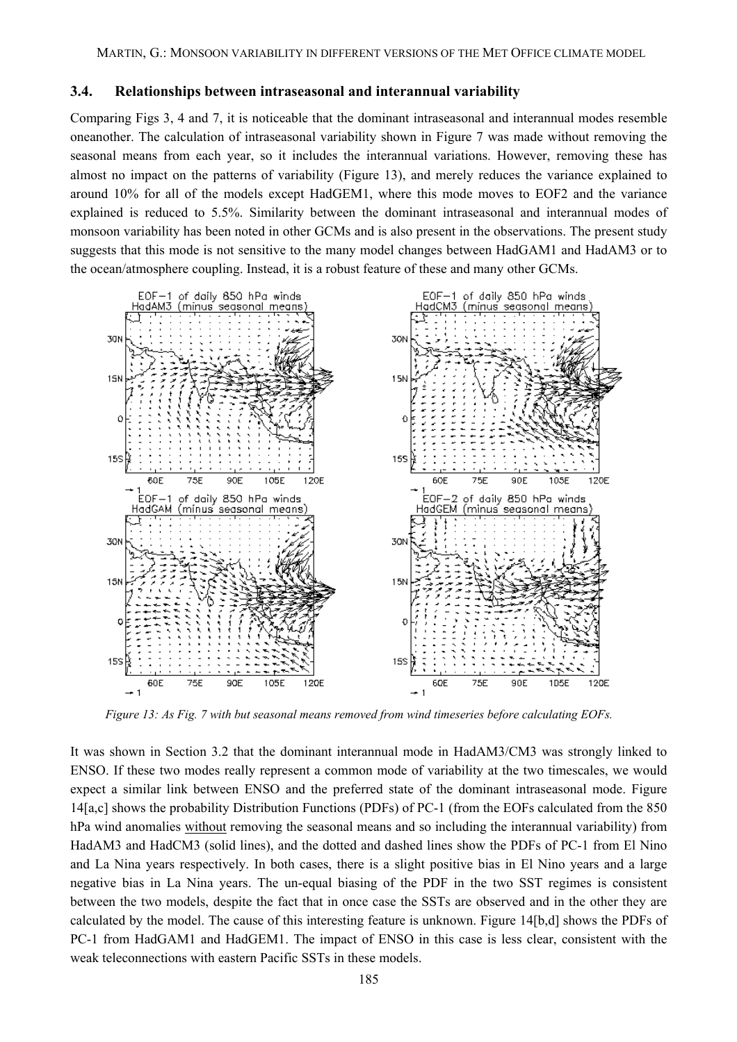### 3.4. Relationships between intraseasonal and interannual variability

Comparing Figs 3, 4 and 7, it is noticeable that the dominant intraseasonal and interannual modes resemble oneanother. The calculation of intraseasonal variability shown in Figure 7 was made without removing the seasonal means from each year, so it includes the interannual variations. However, removing these has almost no impact on the patterns of variability (Figure 13), and merely reduces the variance explained to around 10% for all of the models except HadGEM1, where this mode moves to EOF2 and the variance explained is reduced to 5.5%. Similarity between the dominant intraseasonal and interannual modes of monsoon variability has been noted in other GCMs and is also present in the observations. The present study suggests that this mode is not sensitive to the many model changes between HadGAM1 and HadAM3 or to the ocean/atmosphere coupling. Instead, it is a robust feature of these and many other GCMs.

*Figure 13: As Fig. 7 with but seasonal means removed from wind timeseries before calculating EOFs.*

It was shown in Section 3.2 that the dominant interannual mode in HadAM3/CM3 was strongly linked to ENSO. If these two modes really represent a common mode of variability at the two timescales, we would expect a similar link between ENSO and the preferred state of the dominant intraseasonal mode. Figure 14[a,c] shows the probability Distribution Functions (PDFs) of PC-1 (from the EOFs calculated from the 850 hPa wind anomalies <u>without</u> removing the seasonal means and so including the interannual variability) from HadAM3 and HadCM3 (solid lines), and the dotted and dashed lines show the PDFs of PC-1 from El Nino and La Nina years respectively. In both cases, there is a slight positive bias in El Nino years and a large negative bias in La Nina years. The un-equal biasing of the PDF in the two SST regimes is consistent between the two models, despite the fact that in once case the SSTs are observed and in the other they are calculated by the model. The cause of this interesting feature is unknown. Figure 14[b,d] shows the PDFs of PC-1 from HadGAM1 and HadGEM1. The impact of ENSO in this case is less clear, consistent with the weak teleconnections with eastern Pacific SSTs in these models.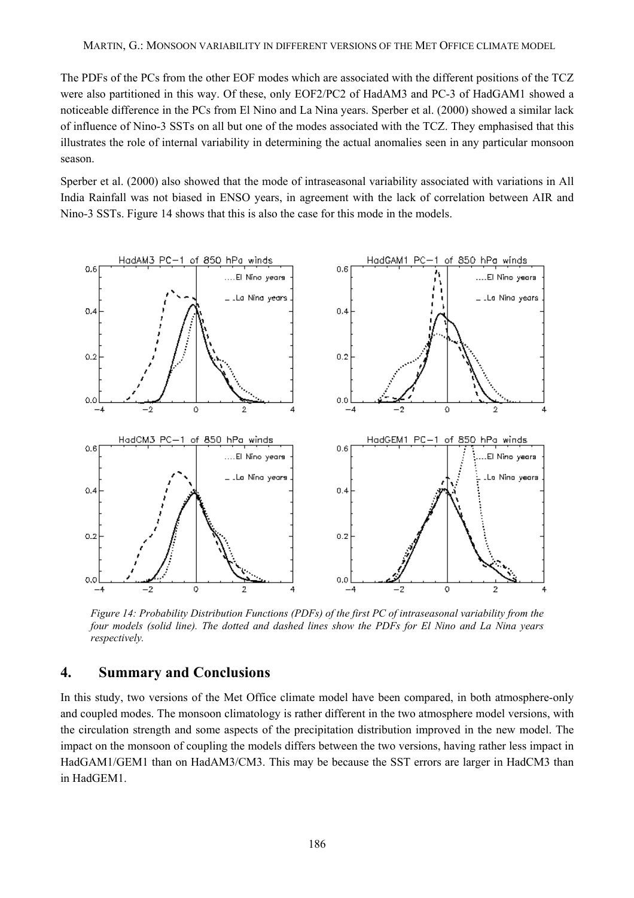The PDFs of the PCs from the other EOF modes which are associated with the different positions of the TCZ were also partitioned in this way. Of these, only EOF2/PC2 of HadAM3 and PC-3 of HadGAM1 showed a noticeable difference in the PCs from El Nino and La Nina years. Sperber et al. (2000) showed a similar lack of influence of Nino-3 SSTs on all but one of the modes associated with the TCZ. They emphasised that this illustrates the role of internal variability in determining the actual anomalies seen in any particular monsoon season.

Sperber et al. (2000) also showed that the mode of intraseasonal variability associated with variations in All India Rainfall was not biased in ENSO years, in agreement with the lack of correlation between AIR and Nino-3 SSTs. Figure 14 shows that this is also the case for this mode in the models.

*Figure 14: Probability Distribution Functions (PDFs) of the first PC of intraseasonal variability from the four models (solid line). The dotted and dashed lines show the PDFs for El Nino and La Nina years respectively.*

## 4. Summary and Conclusions

In this study, two versions of the Met Office climate model have been compared, in both atmosphere-only and coupled modes. The monsoon climatology is rather different in the two atmosphere model versions, with the circulation strength and some aspects of the precipitation distribution improved in the new model. The impact on the monsoon of coupling the models differs between the two versions, having rather less impact in HadGAM1/GEM1 than on HadAM3/CM3. This may be because the SST errors are larger in HadCM3 than in HadGEM1.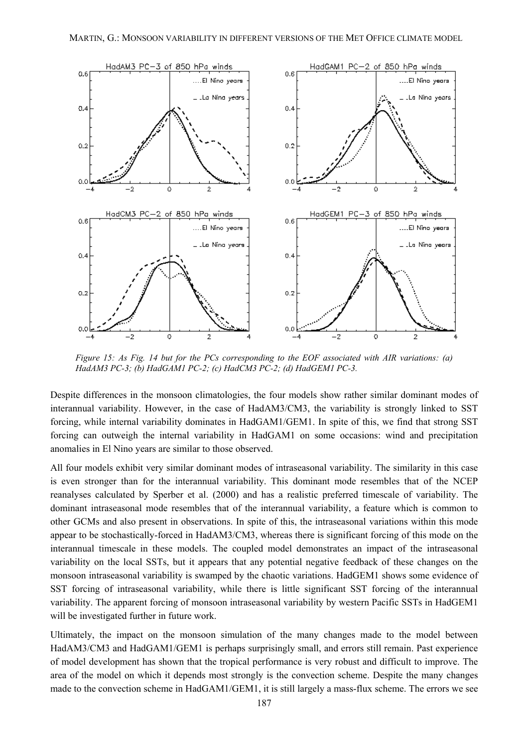*Figure 15: As Fig. 14 but for the PCs corresponding to the EOF associated with AIR variations: (a) HadAM3 PC-3; (b) HadGAM1 PC-2; (c) HadCM3 PC-2; (d) HadGEM1 PC-3.*

Despite differences in the monsoon climatologies, the four models show rather similar dominant modes of interannual variability. However, in the case of HadAM3/CM3, the variability is strongly linked to SST forcing, while internal variability dominates in HadGAM1/GEM1. In spite of this, we find that strong SST forcing can outweigh the internal variability in HadGAM1 on some occasions: wind and precipitation anomalies in El Nino years are similar to those observed.

All four models exhibit very similar dominant modes of intraseasonal variability. The similarity in this case is even stronger than for the interannual variability. This dominant mode resembles that of the NCEP reanalyses calculated by Sperber et al. (2000) and has a realistic preferred timescale of variability. The dominant intraseasonal mode resembles that of the interannual variability, a feature which is common to other GCMs and also present in observations. In spite of this, the intraseasonal variations within this mode appear to be stochastically-forced in HadAM3/CM3, whereas there is significant forcing of this mode on the interannual timescale in these models. The coupled model demonstrates an impact of the intraseasonal variability on the local SSTs, but it appears that any potential negative feedback of these changes on the monsoon intraseasonal variability is swamped by the chaotic variations. HadGEM1 shows some evidence of SST forcing of intraseasonal variability, while there is little significant SST forcing of the interannual variability. The apparent forcing of monsoon intraseasonal variability by western Pacific SSTs in HadGEM1 will be investigated further in future work.

Ultimately, the impact on the monsoon simulation of the many changes made to the model between HadAM3/CM3 and HadGAM1/GEM1 is perhaps surprisingly small, and errors still remain. Past experience of model development has shown that the tropical performance is very robust and difficult to improve. The area of the model on which it depends most strongly is the convection scheme. Despite the many changes made to the convection scheme in HadGAM1/GEM1, it is still largely a mass-flux scheme. The errors we see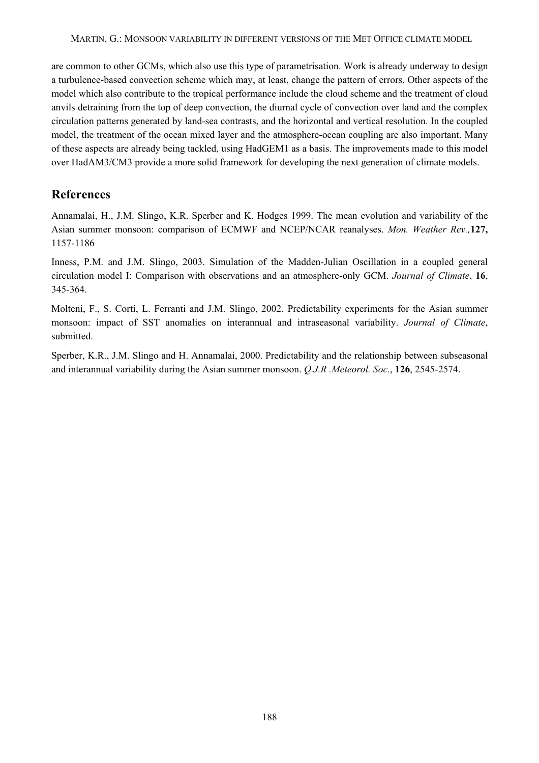are common to other GCMs, which also use this type of parametrisation. Work is already underway to design a turbulence-based convection scheme which may, at least, change the pattern of errors. Other aspects of the model which also contribute to the tropical performance include the cloud scheme and the treatment of cloud anvils detraining from the top of deep convection, the diurnal cycle of convection over land and the complex circulation patterns generated by land-sea contrasts, and the horizontal and vertical resolution. In the coupled model, the treatment of the ocean mixed layer and the atmosphere-ocean coupling are also important. Many of these aspects are already being tackled, using HadGEM1 as a basis. The improvements made to this model over HadAM3/CM3 provide a more solid framework for developing the next generation of climate models.

## References

Annamalai, H., J.M. Slingo, K.R. Sperber and K. Hodges 1999. The mean evolution and variability of the Asian summer monsoon: comparison of ECMWF and NCEP/NCAR reanalyses. *Mon. Weather Rev.,* **127,** 1157-1186

Inness, P.M. and J.M. Slingo, 2003. Simulation of the Madden-Julian Oscillation in a coupled general circulation model I: Comparison with observations and an atmosphere-only GCM. *Journal of Climate*, **16**, 345-364.

Molteni, F., S. Corti, L. Ferranti and J.M. Slingo, 2002. Predictability experiments for the Asian summer monsoon: impact of SST anomalies on interannual and intraseasonal variability. *Journal of Climate*, submitted.

Sperber, K.R., J.M. Slingo and H. Annamalai, 2000. Predictability and the relationship between subseasonal and interannual variability during the Asian summer monsoon. *Q.J.R .Meteorol. Soc.*, **126**, 2545-2574.